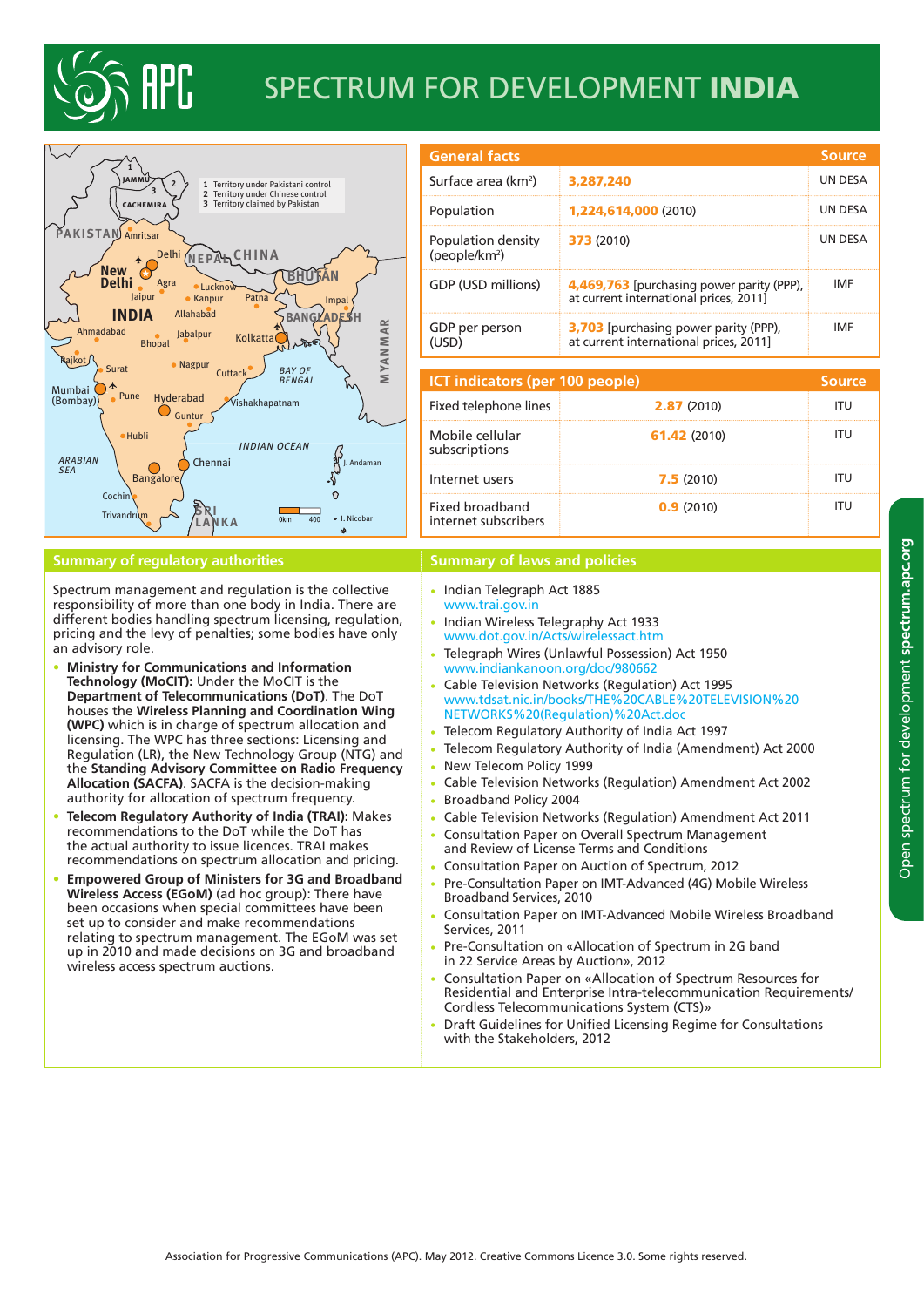# SPECTRUM FOR DEVELOPMENT **INDIA**

| General facts | | Source |
|---|---|---|
| Surface area (km²) | **3,287,240** | UN DESA |
| Population | **1,224,614,000** (2010) | UN DESA |
| Population density (people/km²) | **373** (2010) | UN DESA |
| GDP (USD millions) | **4,469,763** [purchasing power parity (PPP), at current international prices, 2011] | IMF |
| GDP per person (USD) | **3,703** [purchasing power parity (PPP), at current international prices, 2011] | IMF |

| ICT indicators (per 100 people) | | Source |
|---|---|---|
| Fixed telephone lines | **2.87** (2010) | ITU |
| Mobile cellular subscriptions | **61.42** (2010) | ITU |
| Internet users | **7.5** (2010) | ITU |
| Fixed broadband internet subscribers | **0.9** (2010) | ITU |

## Summary of regulatory authorities

Spectrum management and regulation is the collective responsibility of more than one body in India. There are different bodies handling spectrum licensing, regulation, pricing and the levy of penalties; some bodies have only an advisory role.

- **Ministry for Communications and Information Technology (MoCIT):** Under the MoCIT is the **Department of Telecommunications (DoT)**. The DoT houses the **Wireless Planning and Coordination Wing (WPC)** which is in charge of spectrum allocation and licensing. The WPC has three sections: Licensing and Regulation (LR), the New Technology Group (NTG) and the **Standing Advisory Committee on Radio Frequency Allocation (SACFA)**. SACFA is the decision-making authority for allocation of spectrum frequency.
- **Telecom Regulatory Authority of India (TRAI):** Makes recommendations to the DoT while the DoT has the actual authority to issue licences. TRAI makes recommendations on spectrum allocation and pricing.
- **Empowered Group of Ministers for 3G and Broadband Wireless Access (EGoM)** (ad hoc group): There have been occasions when special committees have been set up to consider and make recommendations relating to spectrum management. The EGoM was set up in 2010 and made decisions on 3G and broadband wireless access spectrum auctions.

## Summary of laws and policies

- Indian Telegraph Act 1885
  www.trai.gov.in
- Indian Wireless Telegraphy Act 1933
  www.dot.gov.in/Acts/wirelessact.htm
- Telegraph Wires (Unlawful Possession) Act 1950
  www.indiankanoon.org/doc/980662
- Cable Television Networks (Regulation) Act 1995
  www.tdsat.nic.in/books/THE%20CABLE%20TELEVISION%20NETWORKS%20(Regulation)%20Act.doc
- Telecom Regulatory Authority of India Act 1997
- Telecom Regulatory Authority of India (Amendment) Act 2000
- New Telecom Policy 1999
- Cable Television Networks (Regulation) Amendment Act 2002
- Broadband Policy 2004
- Cable Television Networks (Regulation) Amendment Act 2011
- Consultation Paper on Overall Spectrum Management and Review of License Terms and Conditions
- Consultation Paper on Auction of Spectrum, 2012
- Pre-Consultation Paper on IMT-Advanced (4G) Mobile Wireless Broadband Services, 2010
- Consultation Paper on IMT-Advanced Mobile Wireless Broadband Services, 2011
- Pre-Consultation on «Allocation of Spectrum in 2G band in 22 Service Areas by Auction», 2012
- Consultation Paper on «Allocation of Spectrum Resources for Residential and Enterprise Intra-telecommunication Requirements/ Cordless Telecommunications System (CTS)»
- Draft Guidelines for Unified Licensing Regime for Consultations with the Stakeholders, 2012

Association for Progressive Communications (APC). May 2012. Creative Commons Licence 3.0. Some rights reserved.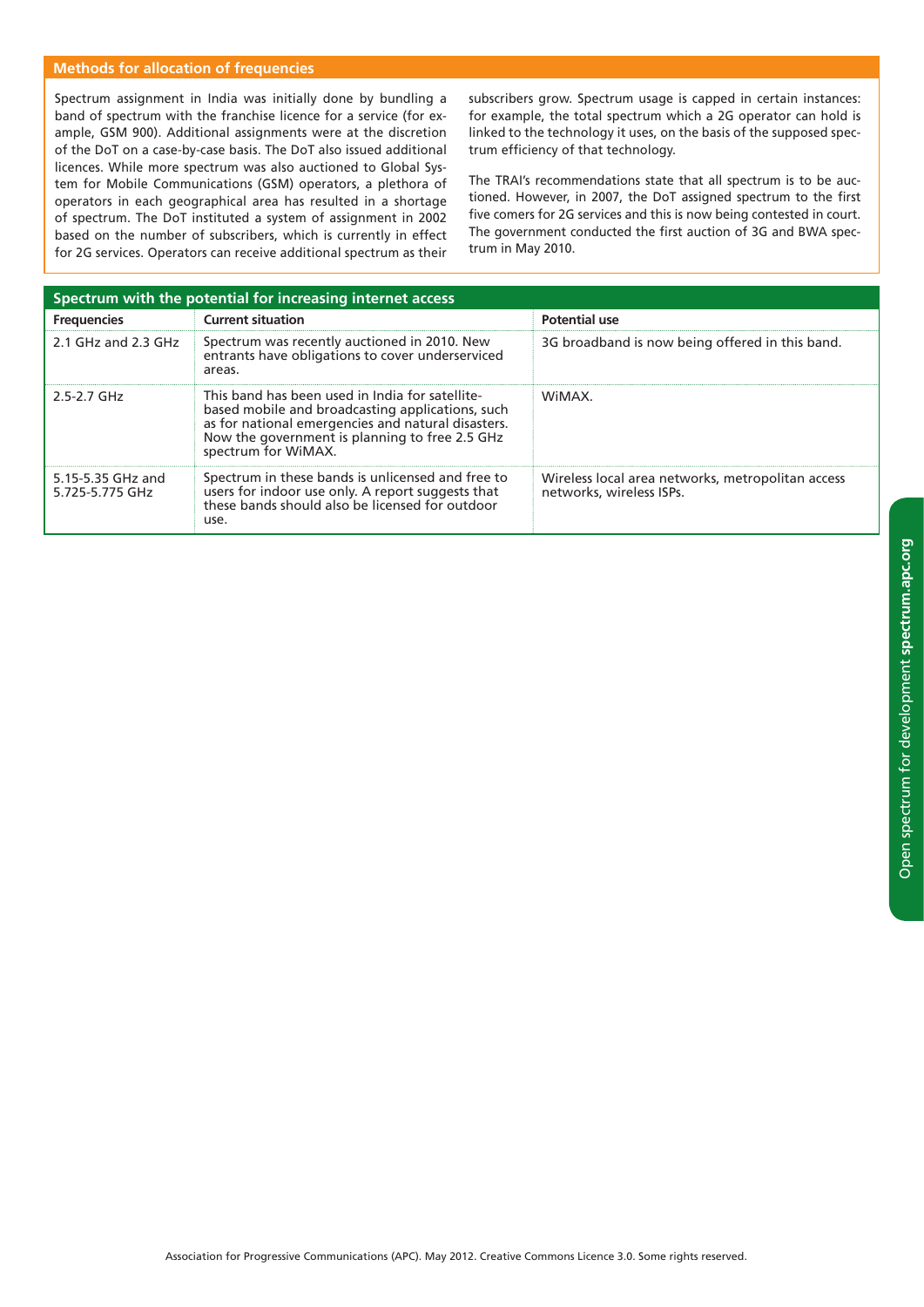## Methods for allocation of frequencies

Spectrum assignment in India was initially done by bundling a band of spectrum with the franchise licence for a service (for example, GSM 900). Additional assignments were at the discretion of the DoT on a case-by-case basis. The DoT also issued additional licences. While more spectrum was also auctioned to Global System for Mobile Communications (GSM) operators, a plethora of operators in each geographical area has resulted in a shortage of spectrum. The DoT instituted a system of assignment in 2002 based on the number of subscribers, which is currently in effect for 2G services. Operators can receive additional spectrum as their subscribers grow. Spectrum usage is capped in certain instances: for example, the total spectrum which a 2G operator can hold is linked to the technology it uses, on the basis of the supposed spectrum efficiency of that technology.

The TRAI's recommendations state that all spectrum is to be auctioned. However, in 2007, the DoT assigned spectrum to the first five comers for 2G services and this is now being contested in court. The government conducted the first auction of 3G and BWA spectrum in May 2010.

## Spectrum with the potential for increasing internet access

| Frequencies | Current situation | Potential use |
|---|---|---|
| 2.1 GHz and 2.3 GHz | Spectrum was recently auctioned in 2010. New entrants have obligations to cover underserviced areas. | 3G broadband is now being offered in this band. |
| 2.5-2.7 GHz | This band has been used in India for satellite-based mobile and broadcasting applications, such as for national emergencies and natural disasters. Now the government is planning to free 2.5 GHz spectrum for WiMAX. | WiMAX. |
| 5.15-5.35 GHz and 5.725-5.775 GHz | Spectrum in these bands is unlicensed and free to users for indoor use only. A report suggests that these bands should also be licensed for outdoor use. | Wireless local area networks, metropolitan access networks, wireless ISPs. |

Association for Progressive Communications (APC). May 2012. Creative Commons Licence 3.0. Some rights reserved.